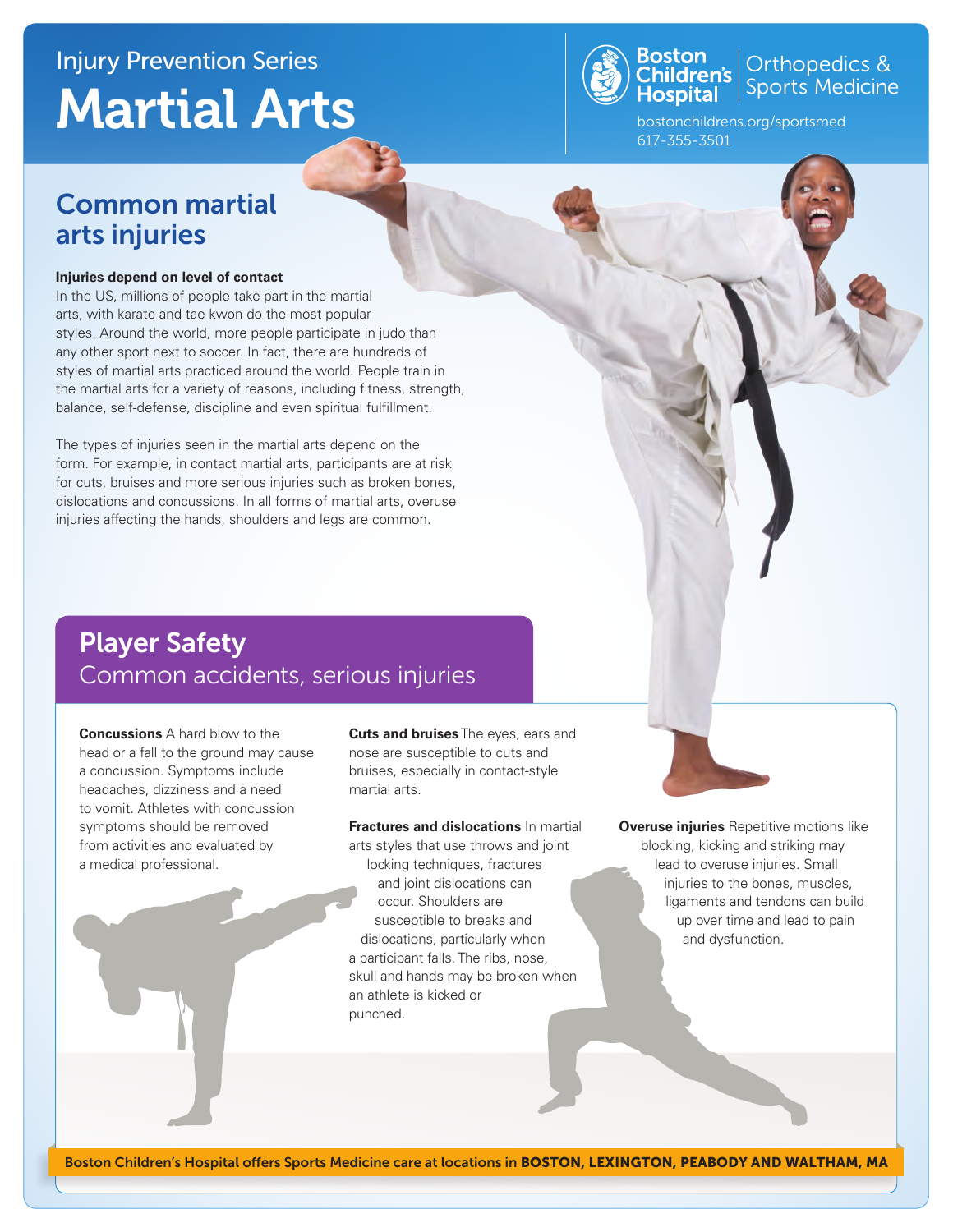Injury Prevention Series

# Martial Arts

Boston Children's Hospital | Orthopedics & Sports Medicine

bostonchildrens.org/sportsmed
617-355-3501

## Common martial arts injuries

**Injuries depend on level of contact**

In the US, millions of people take part in the martial arts, with karate and tae kwon do the most popular styles. Around the world, more people participate in judo than any other sport next to soccer. In fact, there are hundreds of styles of martial arts practiced around the world. People train in the martial arts for a variety of reasons, including fitness, strength, balance, self-defense, discipline and even spiritual fulfillment.

The types of injuries seen in the martial arts depend on the form. For example, in contact martial arts, participants are at risk for cuts, bruises and more serious injuries such as broken bones, dislocations and concussions. In all forms of martial arts, overuse injuries affecting the hands, shoulders and legs are common.

## Player Safety

### Common accidents, serious injuries

**Concussions** A hard blow to the head or a fall to the ground may cause a concussion. Symptoms include headaches, dizziness and a need to vomit. Athletes with concussion symptoms should be removed from activities and evaluated by a medical professional.

**Cuts and bruises** The eyes, ears and nose are susceptible to cuts and bruises, especially in contact-style martial arts.

**Fractures and dislocations** In martial arts styles that use throws and joint locking techniques, fractures and joint dislocations can occur. Shoulders are susceptible to breaks and dislocations, particularly when a participant falls. The ribs, nose, skull and hands may be broken when an athlete is kicked or punched.

**Overuse injuries** Repetitive motions like blocking, kicking and striking may lead to overuse injuries. Small injuries to the bones, muscles, ligaments and tendons can build up over time and lead to pain and dysfunction.

Boston Children's Hospital offers Sports Medicine care at locations in **BOSTON, LEXINGTON, PEABODY AND WALTHAM, MA**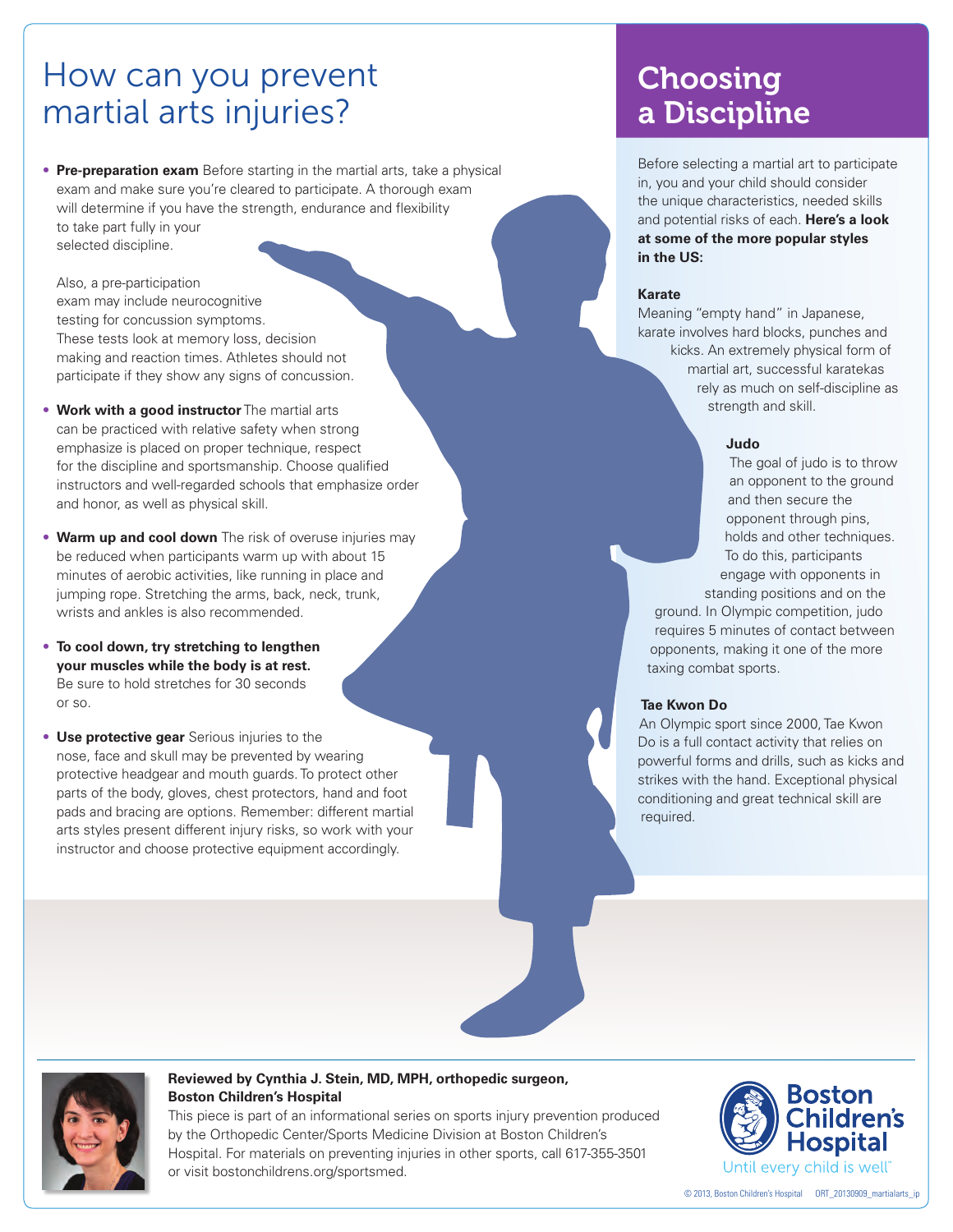# How can you prevent martial arts injuries?

- **Pre-preparation exam** Before starting in the martial arts, take a physical exam and make sure you're cleared to participate. A thorough exam will determine if you have the strength, endurance and flexibility to take part fully in your selected discipline.

  Also, a pre-participation exam may include neurocognitive testing for concussion symptoms. These tests look at memory loss, decision making and reaction times. Athletes should not participate if they show any signs of concussion.

- **Work with a good instructor** The martial arts can be practiced with relative safety when strong emphasize is placed on proper technique, respect for the discipline and sportsmanship. Choose qualified instructors and well-regarded schools that emphasize order and honor, as well as physical skill.

- **Warm up and cool down** The risk of overuse injuries may be reduced when participants warm up with about 15 minutes of aerobic activities, like running in place and jumping rope. Stretching the arms, back, neck, trunk, wrists and ankles is also recommended.

- **To cool down, try stretching to lengthen your muscles while the body is at rest.** Be sure to hold stretches for 30 seconds or so.

- **Use protective gear** Serious injuries to the nose, face and skull may be prevented by wearing protective headgear and mouth guards. To protect other parts of the body, gloves, chest protectors, hand and foot pads and bracing are options. Remember: different martial arts styles present different injury risks, so work with your instructor and choose protective equipment accordingly.

## Choosing a Discipline

Before selecting a martial art to participate in, you and your child should consider the unique characteristics, needed skills and potential risks of each. **Here's a look at some of the more popular styles in the US:**

**Karate**

Meaning "empty hand" in Japanese, karate involves hard blocks, punches and kicks. An extremely physical form of martial art, successful karatekas rely as much on self-discipline as strength and skill.

**Judo**

The goal of judo is to throw an opponent to the ground and then secure the opponent through pins, holds and other techniques. To do this, participants engage with opponents in standing positions and on the ground. In Olympic competition, judo requires 5 minutes of contact between opponents, making it one of the more taxing combat sports.

**Tae Kwon Do**

An Olympic sport since 2000, Tae Kwon Do is a full contact activity that relies on powerful forms and drills, such as kicks and strikes with the hand. Exceptional physical conditioning and great technical skill are required.

---

**Reviewed by Cynthia J. Stein, MD, MPH, orthopedic surgeon, Boston Children's Hospital**

This piece is part of an informational series on sports injury prevention produced by the Orthopedic Center/Sports Medicine Division at Boston Children's Hospital. For materials on preventing injuries in other sports, call 617-355-3501 or visit bostonchildrens.org/sportsmed.

Boston Children's Hospital

Until every child is well

© 2013, Boston Children's Hospital ORT_20130909_martialarts_ip